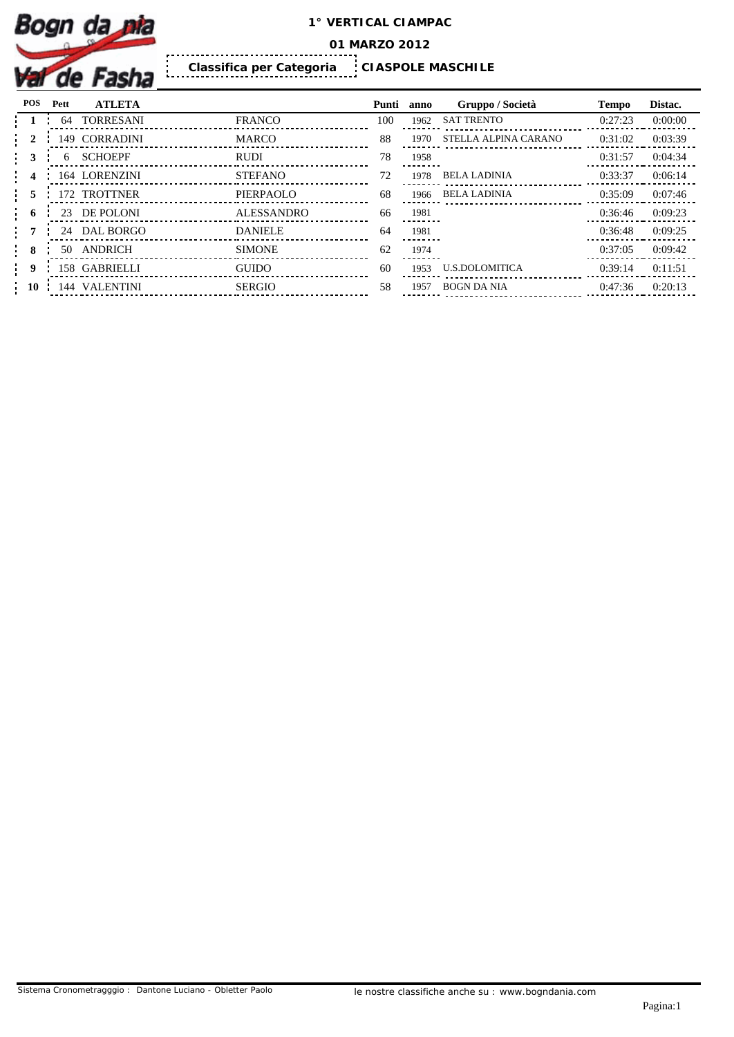# 1° VERTICAL CIAMPAC

## 01 MARZO 2012

**Classifica per Categoria** **CIASPOLE MASCHILE**

| POS | Pett | ATLETA | | Punti | anno | Gruppo / Società | Tempo | Distac. |
|---|---|---|---|---|---|---|---|---|
| 1 | 64 | TORRESANI | FRANCO | 100 | 1962 | SAT TRENTO | 0:27:23 | 0:00:00 |
| 2 | 149 | CORRADINI | MARCO | 88 | 1970 | STELLA ALPINA CARANO | 0:31:02 | 0:03:39 |
| 3 | 6 | SCHOEPF | RUDI | 78 | 1958 | | 0:31:57 | 0:04:34 |
| 4 | 164 | LORENZINI | STEFANO | 72 | 1978 | BELA LADINIA | 0:33:37 | 0:06:14 |
| 5 | 172 | TROTTNER | PIERPAOLO | 68 | 1966 | BELA LADINIA | 0:35:09 | 0:07:46 |
| 6 | 23 | DE POLONI | ALESSANDRO | 66 | 1981 | | 0:36:46 | 0:09:23 |
| 7 | 24 | DAL BORGO | DANIELE | 64 | 1981 | | 0:36:48 | 0:09:25 |
| 8 | 50 | ANDRICH | SIMONE | 62 | 1974 | | 0:37:05 | 0:09:42 |
| 9 | 158 | GABRIELLI | GUIDO | 60 | 1953 | U.S.DOLOMITICA | 0:39:14 | 0:11:51 |
| 10 | 144 | VALENTINI | SERGIO | 58 | 1957 | BOGN DA NIA | 0:47:36 | 0:20:13 |

Sistema Cronometragggio : Dantone Luciano - Obletter Paolo

le nostre classifiche anche su : www.bogndania.com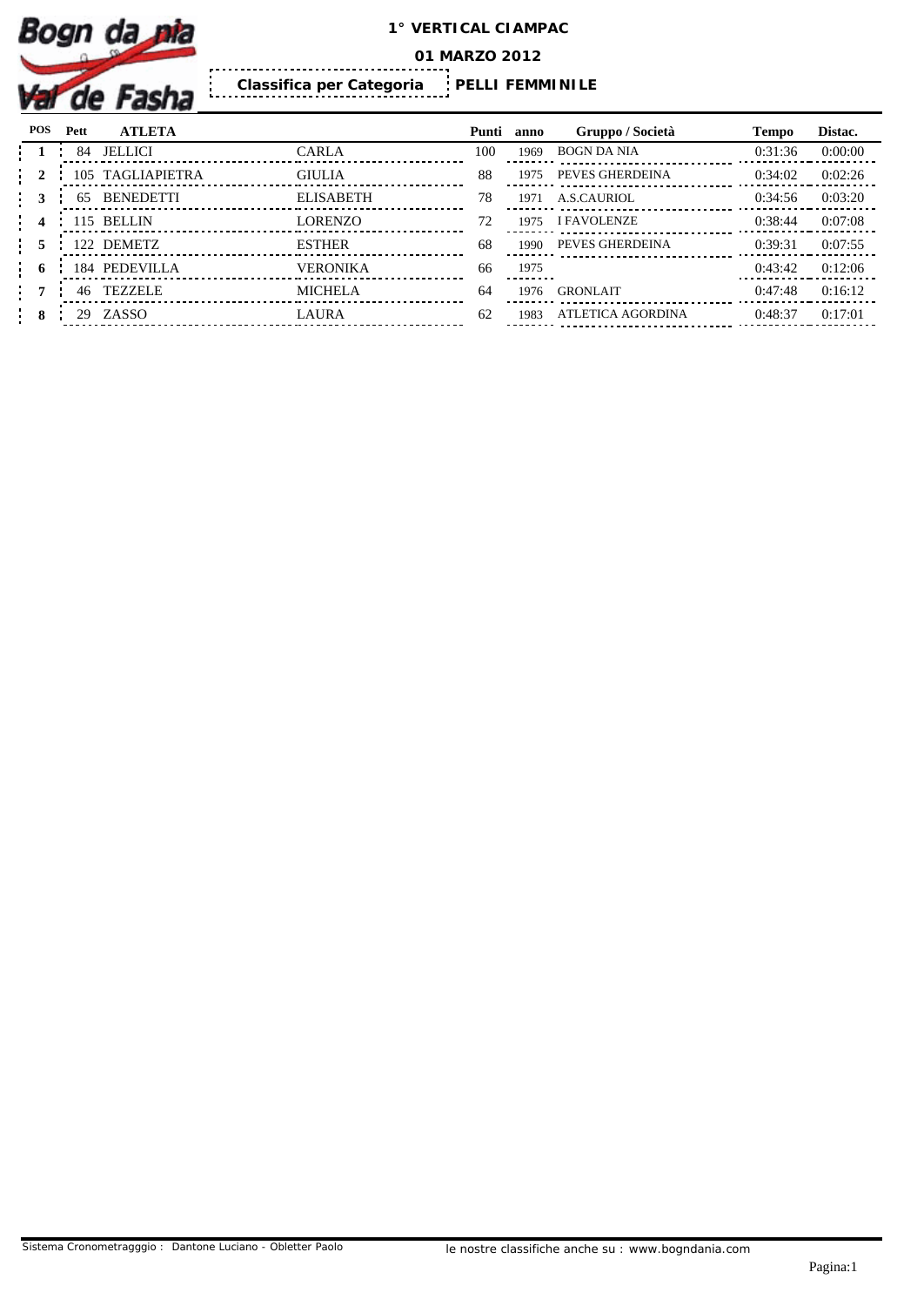# 1° VERTICAL CIAMPAC

**01 MARZO 2012**

**Classifica per Categoria** | **PELLI FEMMINILE**

| POS | Pett | ATLETA | | Punti | anno | Gruppo / Società | Tempo | Distac. |
|---|---|---|---|---|---|---|---|---|
| 1 | 84 | JELLICI | CARLA | 100 | 1969 | BOGN DA NIA | 0:31:36 | 0:00:00 |
| 2 | 105 | TAGLIAPIETRA | GIULIA | 88 | 1975 | PEVES GHERDEINA | 0:34:02 | 0:02:26 |
| 3 | 65 | BENEDETTI | ELISABETH | 78 | 1971 | A.S.CAURIOL | 0:34:56 | 0:03:20 |
| 4 | 115 | BELLIN | LORENZO | 72 | 1975 | I FAVOLENZE | 0:38:44 | 0:07:08 |
| 5 | 122 | DEMETZ | ESTHER | 68 | 1990 | PEVES GHERDEINA | 0:39:31 | 0:07:55 |
| 6 | 184 | PEDEVILLA | VERONIKA | 66 | 1975 | | 0:43:42 | 0:12:06 |
| 7 | 46 | TEZZELE | MICHELA | 64 | 1976 | GRONLAIT | 0:47:48 | 0:16:12 |
| 8 | 29 | ZASSO | LAURA | 62 | 1983 | ATLETICA AGORDINA | 0:48:37 | 0:17:01 |

Sistema Cronometragggio : Dantone Luciano - Obletter Paolo

le nostre classifiche anche su : www.bogndania.com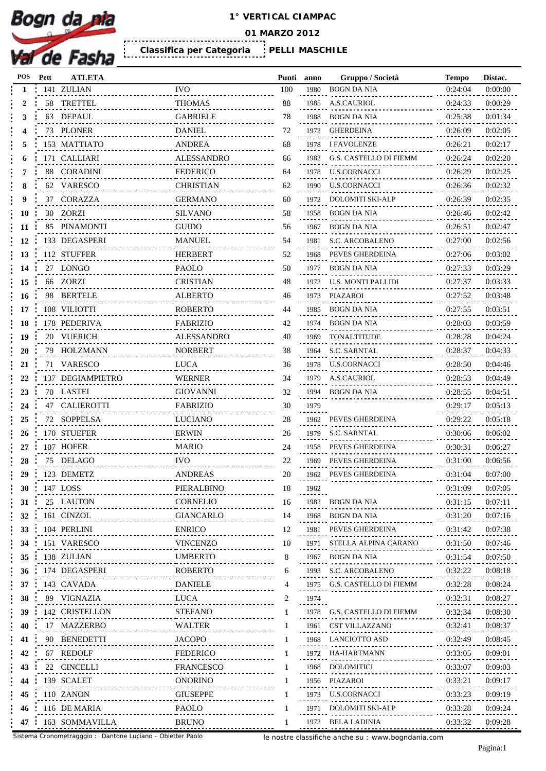# 1° VERTICAL CIAMPAC

**01 MARZO 2012**

**Classifica per Categoria** | **PELLI MASCHILE**

| POS | Pett | ATLETA | | Punti | anno | Gruppo / Società | Tempo | Distac. |
|---|---|---|---|---|---|---|---|---|
| 1 | 141 | ZULIAN | IVO | 100 | 1980 | BOGN DA NIA | 0:24:04 | 0:00:00 |
| 2 | 58 | TRETTEL | THOMAS | 88 | 1985 | A.S.CAURIOL | 0:24:33 | 0:00:29 |
| 3 | 63 | DEPAUL | GABRIELE | 78 | 1988 | BOGN DA NIA | 0:25:38 | 0:01:34 |
| 4 | 73 | PLONER | DANIEL | 72 | 1972 | GHERDEINA | 0:26:09 | 0:02:05 |
| 5 | 153 | MATTIATO | ANDREA | 68 | 1978 | I FAVOLENZE | 0:26:21 | 0:02:17 |
| 6 | 171 | CALLIARI | ALESSANDRO | 66 | 1982 | G.S. CASTELLO DI FIEMM | 0:26:24 | 0:02:20 |
| 7 | 88 | CORADINI | FEDERICO | 64 | 1978 | U.S.CORNACCI | 0:26:29 | 0:02:25 |
| 8 | 62 | VARESCO | CHRISTIAN | 62 | 1990 | U.S.CORNACCI | 0:26:36 | 0:02:32 |
| 9 | 37 | CORAZZA | GERMANO | 60 | 1972 | DOLOMITI SKI-ALP | 0:26:39 | 0:02:35 |
| 10 | 30 | ZORZI | SILVANO | 58 | 1958 | BOGN DA NIA | 0:26:46 | 0:02:42 |
| 11 | 85 | PINAMONTI | GUIDO | 56 | 1967 | BOGN DA NIA | 0:26:51 | 0:02:47 |
| 12 | 133 | DEGASPERI | MANUEL | 54 | 1981 | S.C. ARCOBALENO | 0:27:00 | 0:02:56 |
| 13 | 112 | STUFFER | HERBERT | 52 | 1968 | PEVES GHERDEINA | 0:27:06 | 0:03:02 |
| 14 | 27 | LONGO | PAOLO | 50 | 1977 | BOGN DA NIA | 0:27:33 | 0:03:29 |
| 15 | 66 | ZORZI | CRISTIAN | 48 | 1972 | U.S. MONTI PALLIDI | 0:27:37 | 0:03:33 |
| 16 | 98 | BERTELE | ALBERTO | 46 | 1973 | PIAZAROI | 0:27:52 | 0:03:48 |
| 17 | 108 | VILIOTTI | ROBERTO | 44 | 1985 | BOGN DA NIA | 0:27:55 | 0:03:51 |
| 18 | 178 | PEDERIVA | FABRIZIO | 42 | 1974 | BOGN DA NIA | 0:28:03 | 0:03:59 |
| 19 | 20 | VUERICH | ALESSANDRO | 40 | 1969 | TONALTITUDE | 0:28:28 | 0:04:24 |
| 20 | 79 | HOLZMANN | NORBERT | 38 | 1964 | S.C. SARNTAL | 0:28:37 | 0:04:33 |
| 21 | 71 | VARESCO | LUCA | 36 | 1978 | U.S.CORNACCI | 0:28:50 | 0:04:46 |
| 22 | 137 | DEGIAMPIETRO | WERNER | 34 | 1979 | A.S.CAURIOL | 0:28:53 | 0:04:49 |
| 23 | 70 | LASTEI | GIOVANNI | 32 | 1994 | BOGN DA NIA | 0:28:55 | 0:04:51 |
| 24 | 47 | CALIEROTTI | FABRIZIO | 30 | 1979 | | 0:29:17 | 0:05:13 |
| 25 | 72 | SOPPELSA | LUCIANO | 28 | 1962 | PEVES GHERDEINA | 0:29:22 | 0:05:18 |
| 26 | 170 | STUEFER | ERWIN | 26 | 1979 | S.C. SARNTAL | 0:30:06 | 0:06:02 |
| 27 | 107 | HOFER | MARIO | 24 | 1958 | PEVES GHERDEINA | 0:30:31 | 0:06:27 |
| 28 | 75 | DELAGO | IVO | 22 | 1969 | PEVES GHERDEINA | 0:31:00 | 0:06:56 |
| 29 | 123 | DEMETZ | ANDREAS | 20 | 1962 | PEVES GHERDEINA | 0:31:04 | 0:07:00 |
| 30 | 147 | LOSS | PIERALBINO | 18 | 1962 | | 0:31:09 | 0:07:05 |
| 31 | 25 | LAUTON | CORNELIO | 16 | 1982 | BOGN DA NIA | 0:31:15 | 0:07:11 |
| 32 | 161 | CINZOL | GIANCARLO | 14 | 1968 | BOGN DA NIA | 0:31:20 | 0:07:16 |
| 33 | 104 | PERLINI | ENRICO | 12 | 1981 | PEVES GHERDEINA | 0:31:42 | 0:07:38 |
| 34 | 151 | VARESCO | VINCENZO | 10 | 1971 | STELLA ALPINA CARANO | 0:31:50 | 0:07:46 |
| 35 | 138 | ZULIAN | UMBERTO | 8 | 1967 | BOGN DA NIA | 0:31:54 | 0:07:50 |
| 36 | 174 | DEGASPERI | ROBERTO | 6 | 1993 | S.C. ARCOBALENO | 0:32:22 | 0:08:18 |
| 37 | 143 | CAVADA | DANIELE | 4 | 1975 | G.S. CASTELLO DI FIEMM | 0:32:28 | 0:08:24 |
| 38 | 89 | VIGNAZIA | LUCA | 2 | 1974 | | 0:32:31 | 0:08:27 |
| 39 | 142 | CRISTELLON | STEFANO | 1 | 1978 | G.S. CASTELLO DI FIEMM | 0:32:34 | 0:08:30 |
| 40 | 17 | MAZZERBO | WALTER | 1 | 1961 | CST VILLAZZANO | 0:32:41 | 0:08:37 |
| 41 | 90 | BENEDETTI | JACOPO | 1 | 1968 | LANCIOTTO ASD | 0:32:49 | 0:08:45 |
| 42 | 67 | REDOLF | FEDERICO | 1 | 1972 | HA-HARTMANN | 0:33:05 | 0:09:01 |
| 43 | 22 | CINCELLI | FRANCESCO | 1 | 1968 | DOLOMITICI | 0:33:07 | 0:09:03 |
| 44 | 139 | SCALET | ONORINO | 1 | 1956 | PIAZAROI | 0:33:21 | 0:09:17 |
| 45 | 110 | ZANON | GIUSEPPE | 1 | 1973 | U.S.CORNACCI | 0:33:23 | 0:09:19 |
| 46 | 116 | DE MARIA | PAOLO | 1 | 1971 | DOLOMITI SKI-ALP | 0:33:28 | 0:09:24 |
| 47 | 163 | SOMMAVILLA | BRUNO | 1 | 1972 | BELA LADINIA | 0:33:32 | 0:09:28 |

Sistema Cronometragggio : Dantone Luciano - Obletter Paolo

le nostre classifiche anche su : www.bogndania.com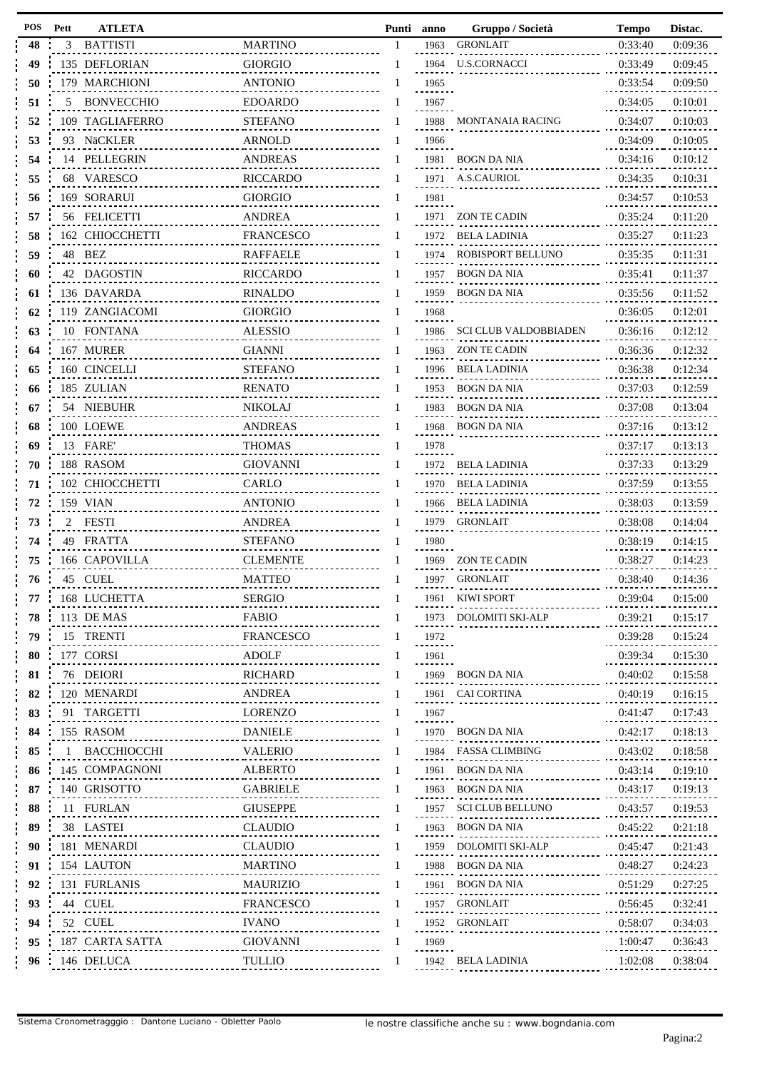| POS | Pett | ATLETA | | Punti | anno | Gruppo / Società | Tempo | Distac. |
|---|---|---|---|---|---|---|---|---|
| 48 | 3 | BATTISTI | MARTINO | 1 | 1963 | GRONLAIT | 0:33:40 | 0:09:36 |
| 49 | 135 | DEFLORIAN | GIORGIO | 1 | 1964 | U.S.CORNACCI | 0:33:49 | 0:09:45 |
| 50 | 179 | MARCHIONI | ANTONIO | 1 | 1965 | | 0:33:54 | 0:09:50 |
| 51 | 5 | BONVECCHIO | EDOARDO | 1 | 1967 | | 0:34:05 | 0:10:01 |
| 52 | 109 | TAGLIAFERRO | STEFANO | 1 | 1988 | MONTANAIA RACING | 0:34:07 | 0:10:03 |
| 53 | 93 | NäCKLER | ARNOLD | 1 | 1966 | | 0:34:09 | 0:10:05 |
| 54 | 14 | PELLEGRIN | ANDREAS | 1 | 1981 | BOGN DA NIA | 0:34:16 | 0:10:12 |
| 55 | 68 | VARESCO | RICCARDO | 1 | 1971 | A.S.CAURIOL | 0:34:35 | 0:10:31 |
| 56 | 169 | SORARUI | GIORGIO | 1 | 1981 | | 0:34:57 | 0:10:53 |
| 57 | 56 | FELICETTI | ANDREA | 1 | 1971 | ZON TE CADIN | 0:35:24 | 0:11:20 |
| 58 | 162 | CHIOCCHETTI | FRANCESCO | 1 | 1972 | BELA LADINIA | 0:35:27 | 0:11:23 |
| 59 | 48 | BEZ | RAFFAELE | 1 | 1974 | ROBISPORT BELLUNO | 0:35:35 | 0:11:31 |
| 60 | 42 | DAGOSTIN | RICCARDO | 1 | 1957 | BOGN DA NIA | 0:35:41 | 0:11:37 |
| 61 | 136 | DAVARDA | RINALDO | 1 | 1959 | BOGN DA NIA | 0:35:56 | 0:11:52 |
| 62 | 119 | ZANGIACOMI | GIORGIO | 1 | 1968 | | 0:36:05 | 0:12:01 |
| 63 | 10 | FONTANA | ALESSIO | 1 | 1986 | SCI CLUB VALDOBBIADEN | 0:36:16 | 0:12:12 |
| 64 | 167 | MURER | GIANNI | 1 | 1963 | ZON TE CADIN | 0:36:36 | 0:12:32 |
| 65 | 160 | CINCELLI | STEFANO | 1 | 1996 | BELA LADINIA | 0:36:38 | 0:12:34 |
| 66 | 185 | ZULIAN | RENATO | 1 | 1953 | BOGN DA NIA | 0:37:03 | 0:12:59 |
| 67 | 54 | NIEBUHR | NIKOLAJ | 1 | 1983 | BOGN DA NIA | 0:37:08 | 0:13:04 |
| 68 | 100 | LOEWE | ANDREAS | 1 | 1968 | BOGN DA NIA | 0:37:16 | 0:13:12 |
| 69 | 13 | FARE' | THOMAS | 1 | 1978 | | 0:37:17 | 0:13:13 |
| 70 | 188 | RASOM | GIOVANNI | 1 | 1972 | BELA LADINIA | 0:37:33 | 0:13:29 |
| 71 | 102 | CHIOCCHETTI | CARLO | 1 | 1970 | BELA LADINIA | 0:37:59 | 0:13:55 |
| 72 | 159 | VIAN | ANTONIO | 1 | 1966 | BELA LADINIA | 0:38:03 | 0:13:59 |
| 73 | 2 | FESTI | ANDREA | 1 | 1979 | GRONLAIT | 0:38:08 | 0:14:04 |
| 74 | 49 | FRATTA | STEFANO | 1 | 1980 | | 0:38:19 | 0:14:15 |
| 75 | 166 | CAPOVILLA | CLEMENTE | 1 | 1969 | ZON TE CADIN | 0:38:27 | 0:14:23 |
| 76 | 45 | CUEL | MATTEO | 1 | 1997 | GRONLAIT | 0:38:40 | 0:14:36 |
| 77 | 168 | LUCHETTA | SERGIO | 1 | 1961 | KIWI SPORT | 0:39:04 | 0:15:00 |
| 78 | 113 | DE MAS | FABIO | 1 | 1973 | DOLOMITI SKI-ALP | 0:39:21 | 0:15:17 |
| 79 | 15 | TRENTI | FRANCESCO | 1 | 1972 | | 0:39:28 | 0:15:24 |
| 80 | 177 | CORSI | ADOLF | 1 | 1961 | | 0:39:34 | 0:15:30 |
| 81 | 76 | DEIORI | RICHARD | 1 | 1969 | BOGN DA NIA | 0:40:02 | 0:15:58 |
| 82 | 120 | MENARDI | ANDREA | 1 | 1961 | CAI CORTINA | 0:40:19 | 0:16:15 |
| 83 | 91 | TARGETTI | LORENZO | 1 | 1967 | | 0:41:47 | 0:17:43 |
| 84 | 155 | RASOM | DANIELE | 1 | 1970 | BOGN DA NIA | 0:42:17 | 0:18:13 |
| 85 | 1 | BACCHIOCCHI | VALERIO | 1 | 1984 | FASSA CLIMBING | 0:43:02 | 0:18:58 |
| 86 | 145 | COMPAGNONI | ALBERTO | 1 | 1961 | BOGN DA NIA | 0:43:14 | 0:19:10 |
| 87 | 140 | GRISOTTO | GABRIELE | 1 | 1963 | BOGN DA NIA | 0:43:17 | 0:19:13 |
| 88 | 11 | FURLAN | GIUSEPPE | 1 | 1957 | SCI CLUB BELLUNO | 0:43:57 | 0:19:53 |
| 89 | 38 | LASTEI | CLAUDIO | 1 | 1963 | BOGN DA NIA | 0:45:22 | 0:21:18 |
| 90 | 181 | MENARDI | CLAUDIO | 1 | 1959 | DOLOMITI SKI-ALP | 0:45:47 | 0:21:43 |
| 91 | 154 | LAUTON | MARTINO | 1 | 1988 | BOGN DA NIA | 0:48:27 | 0:24:23 |
| 92 | 131 | FURLANIS | MAURIZIO | 1 | 1961 | BOGN DA NIA | 0:51:29 | 0:27:25 |
| 93 | 44 | CUEL | FRANCESCO | 1 | 1957 | GRONLAIT | 0:56:45 | 0:32:41 |
| 94 | 52 | CUEL | IVANO | 1 | 1952 | GRONLAIT | 0:58:07 | 0:34:03 |
| 95 | 187 | CARTA SATTA | GIOVANNI | 1 | 1969 | | 1:00:47 | 0:36:43 |
| 96 | 146 | DELUCA | TULLIO | 1 | 1942 | BELA LADINIA | 1:02:08 | 0:38:04 |

Sistema Cronometragggio : Dantone Luciano - Obletter Paolo

le nostre classifiche anche su : www.bogndania.com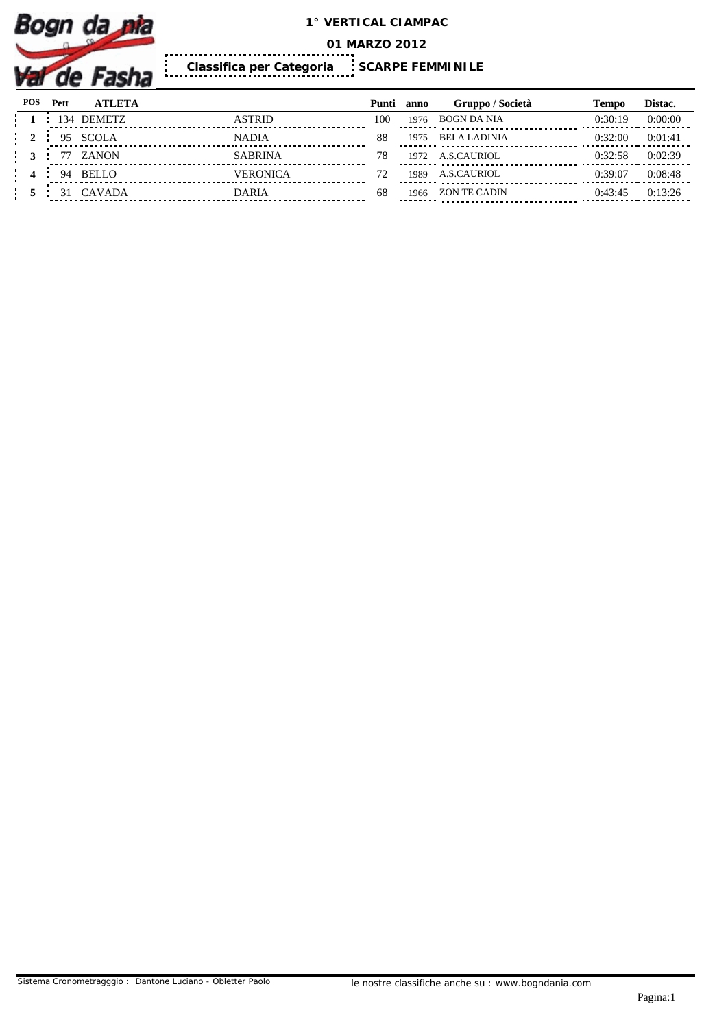# 1° VERTICAL CIAMPAC

**01 MARZO 2012**

**Classifica per Categoria** **SCARPE FEMMINILE**

| POS | Pett | ATLETA | | Punti | anno | Gruppo / Società | Tempo | Distac. |
|---|---|---|---|---|---|---|---|---|
| 1 | 134 | DEMETZ | ASTRID | 100 | 1976 | BOGN DA NIA | 0:30:19 | 0:00:00 |
| 2 | 95 | SCOLA | NADIA | 88 | 1975 | BELA LADINIA | 0:32:00 | 0:01:41 |
| 3 | 77 | ZANON | SABRINA | 78 | 1972 | A.S.CAURIOL | 0:32:58 | 0:02:39 |
| 4 | 94 | BELLO | VERONICA | 72 | 1989 | A.S.CAURIOL | 0:39:07 | 0:08:48 |
| 5 | 31 | CAVADA | DARIA | 68 | 1966 | ZON TE CADIN | 0:43:45 | 0:13:26 |

Sistema Cronometragggio : Dantone Luciano - Obletter Paolo

le nostre classifiche anche su : www.bogndania.com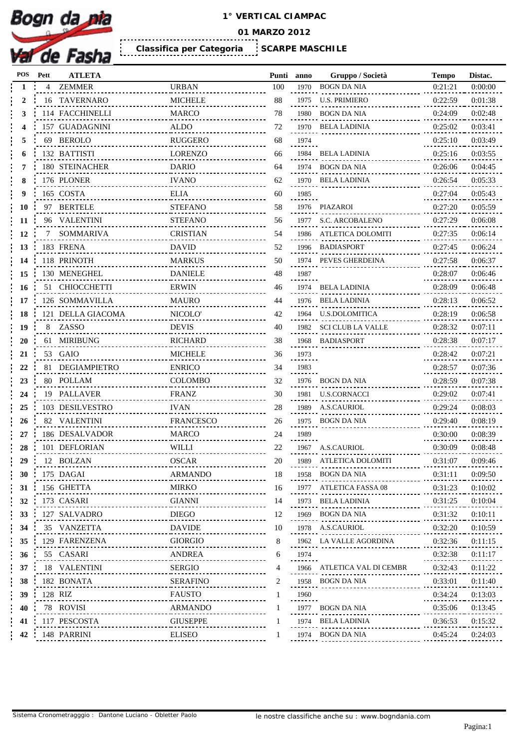# 1° VERTICAL CIAMPAC

**01 MARZO 2012**

**Classifica per Categoria** **SCARPE MASCHILE**

| POS | Pett | ATLETA | | Punti | anno | Gruppo / Società | Tempo | Distac. |
|---|---|---|---|---|---|---|---|---|
| 1 | 4 | ZEMMER | URBAN | 100 | 1970 | BOGN DA NIA | 0:21:21 | 0:00:00 |
| 2 | 16 | TAVERNARO | MICHELE | 88 | 1975 | U.S. PRIMIERO | 0:22:59 | 0:01:38 |
| 3 | 114 | FACCHINELLI | MARCO | 78 | 1980 | BOGN DA NIA | 0:24:09 | 0:02:48 |
| 4 | 157 | GUADAGNINI | ALDO | 72 | 1970 | BELA LADINIA | 0:25:02 | 0:03:41 |
| 5 | 69 | BEROLO | RUGGERO | 68 | 1974 | | 0:25:10 | 0:03:49 |
| 6 | 132 | BATTISTI | LORENZO | 66 | 1984 | BELA LADINIA | 0:25:16 | 0:03:55 |
| 7 | 180 | STEINACHER | DARIO | 64 | 1974 | BOGN DA NIA | 0:26:06 | 0:04:45 |
| 8 | 176 | PLONER | IVANO | 62 | 1970 | BELA LADINIA | 0:26:54 | 0:05:33 |
| 9 | 165 | COSTA | ELIA | 60 | 1985 | | 0:27:04 | 0:05:43 |
| 10 | 97 | BERTELE | STEFANO | 58 | 1976 | PIAZAROI | 0:27:20 | 0:05:59 |
| 11 | 96 | VALENTINI | STEFANO | 56 | 1977 | S.C. ARCOBALENO | 0:27:29 | 0:06:08 |
| 12 | 7 | SOMMARIVA | CRISTIAN | 54 | 1986 | ATLETICA DOLOMITI | 0:27:35 | 0:06:14 |
| 13 | 183 | FRENA | DAVID | 52 | 1996 | BADIASPORT | 0:27:45 | 0:06:24 |
| 14 | 118 | PRINOTH | MARKUS | 50 | 1974 | PEVES GHERDEINA | 0:27:58 | 0:06:37 |
| 15 | 130 | MENEGHEL | DANIELE | 48 | 1987 | | 0:28:07 | 0:06:46 |
| 16 | 51 | CHIOCCHETTI | ERWIN | 46 | 1974 | BELA LADINIA | 0:28:09 | 0:06:48 |
| 17 | 126 | SOMMAVILLA | MAURO | 44 | 1976 | BELA LADINIA | 0:28:13 | 0:06:52 |
| 18 | 121 | DELLA GIACOMA | NICOLO' | 42 | 1964 | U.S.DOLOMITICA | 0:28:19 | 0:06:58 |
| 19 | 8 | ZASSO | DEVIS | 40 | 1982 | SCI CLUB LA VALLE | 0:28:32 | 0:07:11 |
| 20 | 61 | MIRIBUNG | RICHARD | 38 | 1968 | BADIASPORT | 0:28:38 | 0:07:17 |
| 21 | 53 | GAIO | MICHELE | 36 | 1973 | | 0:28:42 | 0:07:21 |
| 22 | 81 | DEGIAMPIETRO | ENRICO | 34 | 1983 | | 0:28:57 | 0:07:36 |
| 23 | 80 | POLLAM | COLOMBO | 32 | 1976 | BOGN DA NIA | 0:28:59 | 0:07:38 |
| 24 | 19 | PALLAVER | FRANZ | 30 | 1981 | U.S.CORNACCI | 0:29:02 | 0:07:41 |
| 25 | 103 | DESILVESTRO | IVAN | 28 | 1989 | A.S.CAURIOL | 0:29:24 | 0:08:03 |
| 26 | 82 | VALENTINI | FRANCESCO | 26 | 1975 | BOGN DA NIA | 0:29:40 | 0:08:19 |
| 27 | 186 | DESALVADOR | MARCO | 24 | 1989 | | 0:30:00 | 0:08:39 |
| 28 | 101 | DEFLORIAN | WILLI | 22 | 1967 | A.S.CAURIOL | 0:30:09 | 0:08:48 |
| 29 | 12 | BOLZAN | OSCAR | 20 | 1989 | ATLETICA DOLOMITI | 0:31:07 | 0:09:46 |
| 30 | 175 | DAGAI | ARMANDO | 18 | 1958 | BOGN DA NIA | 0:31:11 | 0:09:50 |
| 31 | 156 | GHETTA | MIRKO | 16 | 1977 | ATLETICA FASSA 08 | 0:31:23 | 0:10:02 |
| 32 | 173 | CASARI | GIANNI | 14 | 1973 | BELA LADINIA | 0:31:25 | 0:10:04 |
| 33 | 127 | SALVADRO | DIEGO | 12 | 1969 | BOGN DA NIA | 0:31:32 | 0:10:11 |
| 34 | 35 | VANZETTA | DAVIDE | 10 | 1978 | A.S.CAURIOL | 0:32:20 | 0:10:59 |
| 35 | 129 | FARENZENA | GIORGIO | 8 | 1962 | LA VALLE AGORDINA | 0:32:36 | 0:11:15 |
| 36 | 55 | CASARI | ANDREA | 6 | 1974 | | 0:32:38 | 0:11:17 |
| 37 | 18 | VALENTINI | SERGIO | 4 | 1966 | ATLETICA VAL DI CEMBR | 0:32:43 | 0:11:22 |
| 38 | 182 | BONATA | SERAFINO | 2 | 1958 | BOGN DA NIA | 0:33:01 | 0:11:40 |
| 39 | 128 | RIZ | FAUSTO | 1 | 1960 | | 0:34:24 | 0:13:03 |
| 40 | 78 | ROVISI | ARMANDO | 1 | 1977 | BOGN DA NIA | 0:35:06 | 0:13:45 |
| 41 | 117 | PESCOSTA | GIUSEPPE | 1 | 1974 | BELA LADINIA | 0:36:53 | 0:15:32 |
| 42 | 148 | PARRINI | ELISEO | 1 | 1974 | BOGN DA NIA | 0:45:24 | 0:24:03 |

Sistema Cronometragggio : Dantone Luciano - Obletter Paolo

le nostre classifiche anche su : www.bogndania.com